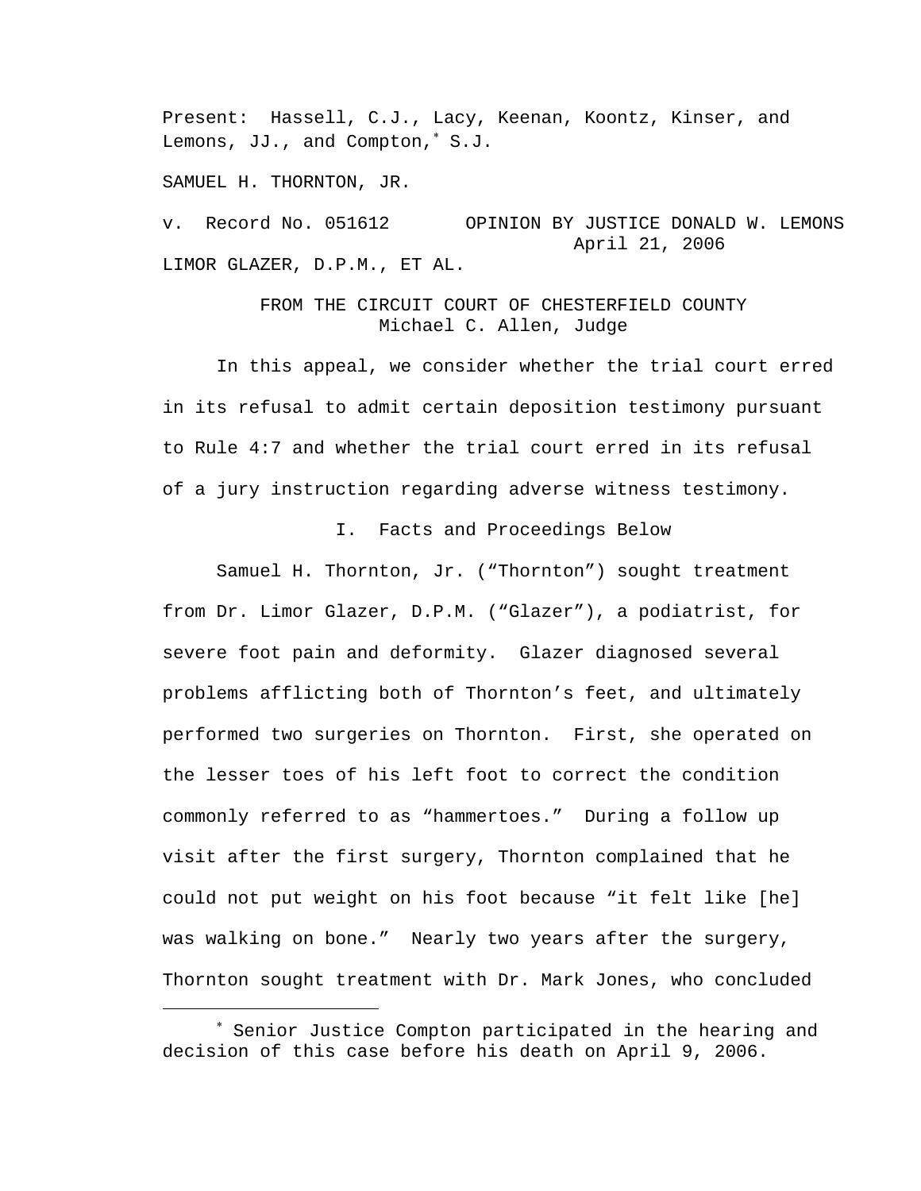Present: Hassell, C.J., Lacy, Keenan, Koontz, Kinser, and Lemons, JJ., and Compton,* S.J.

SAMUEL H. THORNTON, JR.

v. Record No. 051612 OPINION BY JUSTICE DONALD W. LEMONS
April 21, 2006

LIMOR GLAZER, D.P.M., ET AL.

FROM THE CIRCUIT COURT OF CHESTERFIELD COUNTY
Michael C. Allen, Judge

In this appeal, we consider whether the trial court erred in its refusal to admit certain deposition testimony pursuant to Rule 4:7 and whether the trial court erred in its refusal of a jury instruction regarding adverse witness testimony.

## I. Facts and Proceedings Below

Samuel H. Thornton, Jr. ("Thornton") sought treatment from Dr. Limor Glazer, D.P.M. ("Glazer"), a podiatrist, for severe foot pain and deformity. Glazer diagnosed several problems afflicting both of Thornton's feet, and ultimately performed two surgeries on Thornton. First, she operated on the lesser toes of his left foot to correct the condition commonly referred to as "hammertoes." During a follow up visit after the first surgery, Thornton complained that he could not put weight on his foot because "it felt like [he] was walking on bone." Nearly two years after the surgery, Thornton sought treatment with Dr. Mark Jones, who concluded

* Senior Justice Compton participated in the hearing and decision of this case before his death on April 9, 2006.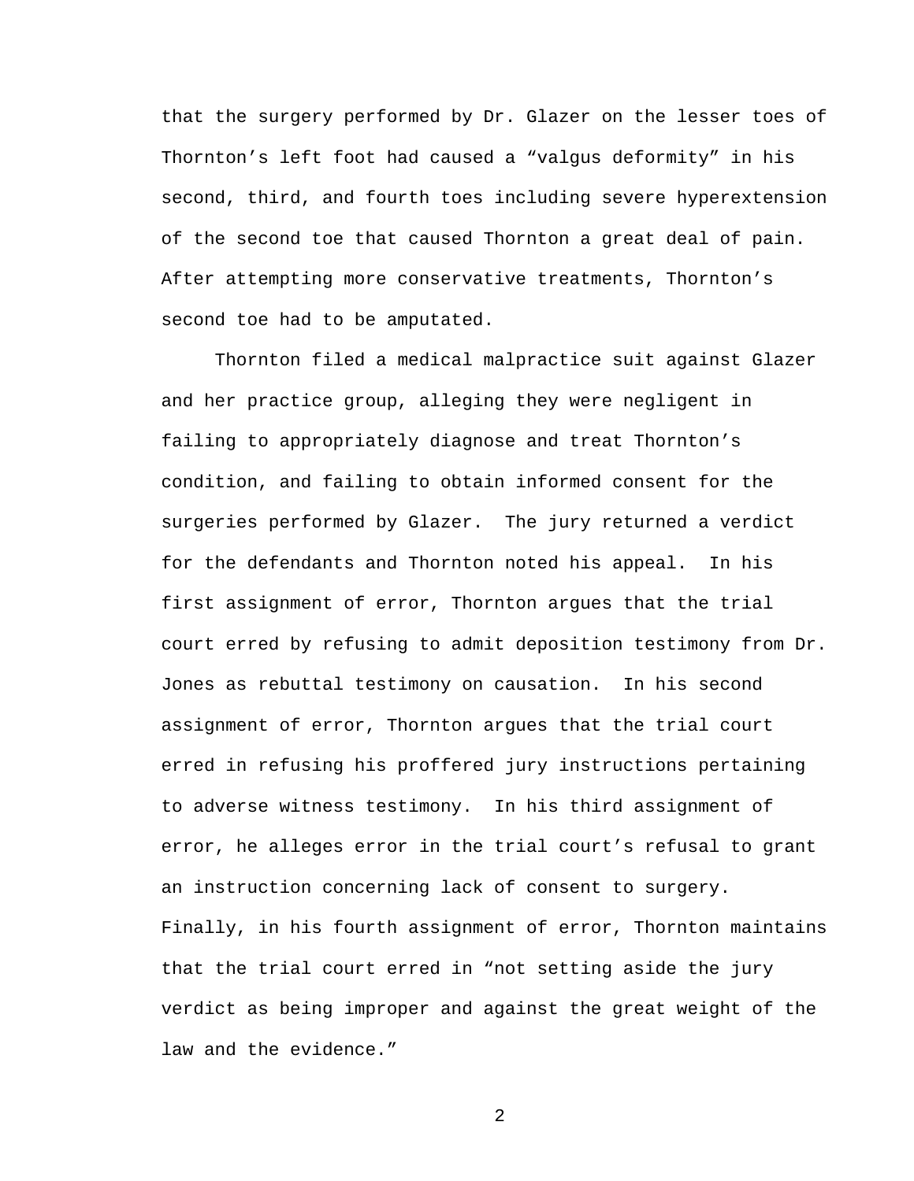that the surgery performed by Dr. Glazer on the lesser toes of Thornton's left foot had caused a "valgus deformity" in his second, third, and fourth toes including severe hyperextension of the second toe that caused Thornton a great deal of pain. After attempting more conservative treatments, Thornton's second toe had to be amputated.

Thornton filed a medical malpractice suit against Glazer and her practice group, alleging they were negligent in failing to appropriately diagnose and treat Thornton's condition, and failing to obtain informed consent for the surgeries performed by Glazer. The jury returned a verdict for the defendants and Thornton noted his appeal. In his first assignment of error, Thornton argues that the trial court erred by refusing to admit deposition testimony from Dr. Jones as rebuttal testimony on causation. In his second assignment of error, Thornton argues that the trial court erred in refusing his proffered jury instructions pertaining to adverse witness testimony. In his third assignment of error, he alleges error in the trial court's refusal to grant an instruction concerning lack of consent to surgery. Finally, in his fourth assignment of error, Thornton maintains that the trial court erred in "not setting aside the jury verdict as being improper and against the great weight of the law and the evidence."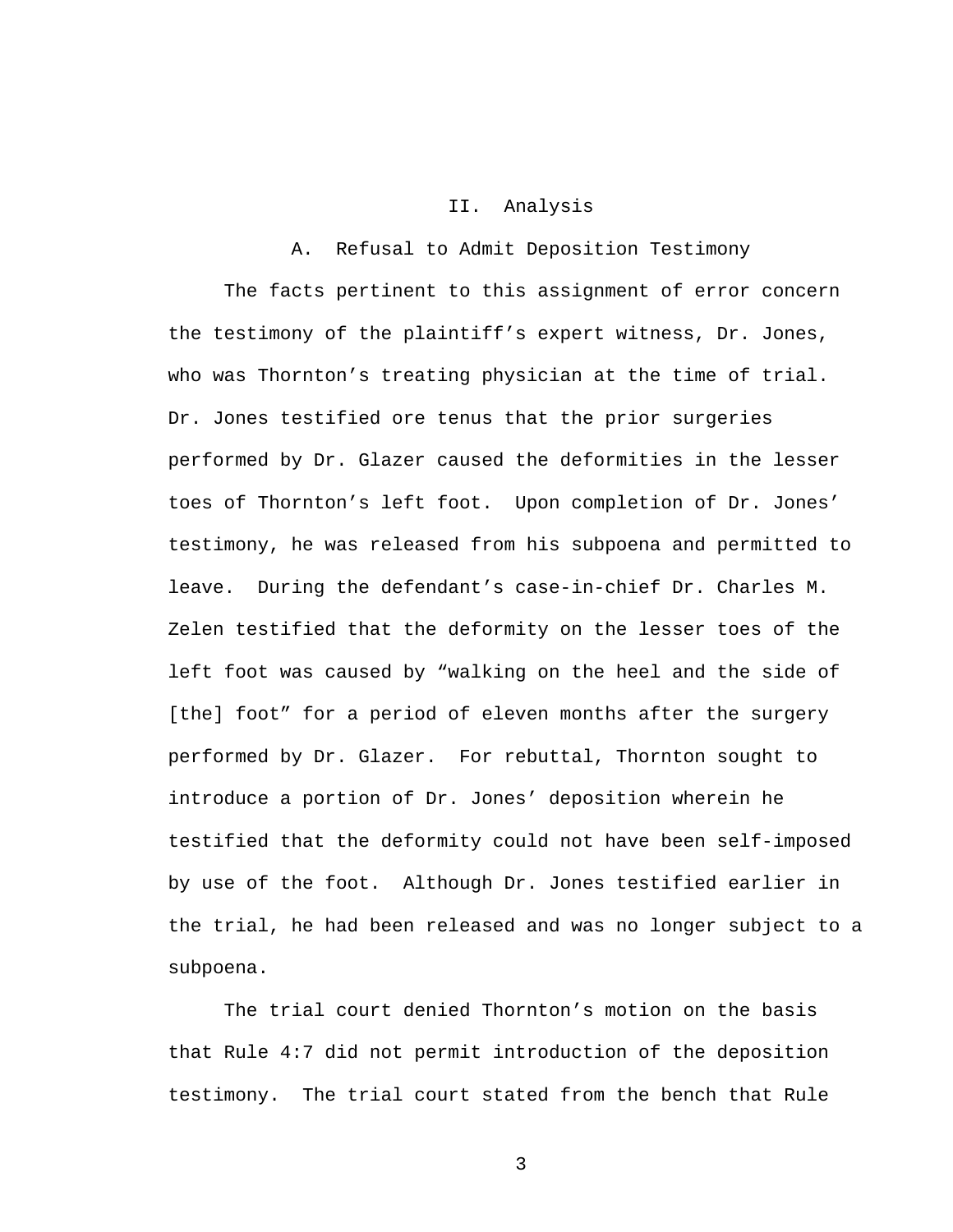## II. Analysis

### A. Refusal to Admit Deposition Testimony

The facts pertinent to this assignment of error concern the testimony of the plaintiff's expert witness, Dr. Jones, who was Thornton's treating physician at the time of trial. Dr. Jones testified ore tenus that the prior surgeries performed by Dr. Glazer caused the deformities in the lesser toes of Thornton's left foot. Upon completion of Dr. Jones' testimony, he was released from his subpoena and permitted to leave. During the defendant's case-in-chief Dr. Charles M. Zelen testified that the deformity on the lesser toes of the left foot was caused by "walking on the heel and the side of [the] foot" for a period of eleven months after the surgery performed by Dr. Glazer. For rebuttal, Thornton sought to introduce a portion of Dr. Jones' deposition wherein he testified that the deformity could not have been self-imposed by use of the foot. Although Dr. Jones testified earlier in the trial, he had been released and was no longer subject to a subpoena.

The trial court denied Thornton's motion on the basis that Rule 4:7 did not permit introduction of the deposition testimony. The trial court stated from the bench that Rule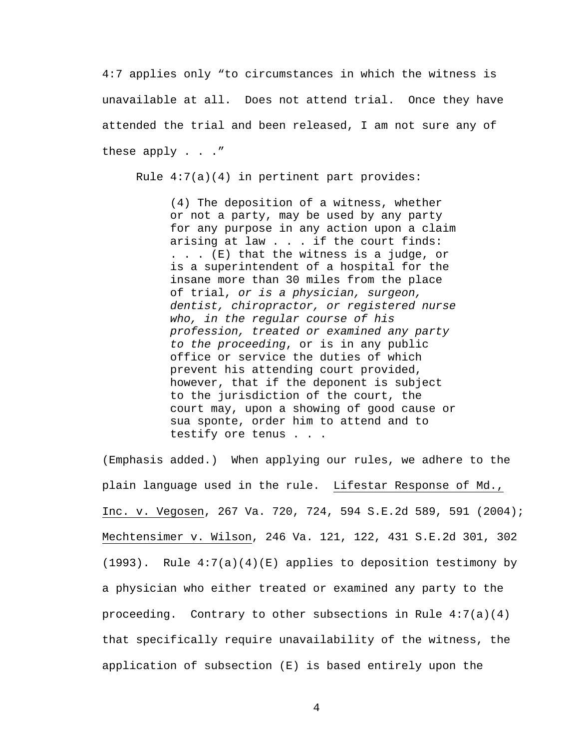4:7 applies only "to circumstances in which the witness is unavailable at all. Does not attend trial. Once they have attended the trial and been released, I am not sure any of these apply . . ."

Rule 4:7(a)(4) in pertinent part provides:

> (4) The deposition of a witness, whether or not a party, may be used by any party for any purpose in any action upon a claim arising at law . . . if the court finds: . . . (E) that the witness is a judge, or is a superintendent of a hospital for the insane more than 30 miles from the place of trial, *or is a physician, surgeon, dentist, chiropractor, or registered nurse who, in the regular course of his profession, treated or examined any party to the proceeding*, or is in any public office or service the duties of which prevent his attending court provided, however, that if the deponent is subject to the jurisdiction of the court, the court may, upon a showing of good cause or sua sponte, order him to attend and to testify ore tenus . . .

(Emphasis added.) When applying our rules, we adhere to the plain language used in the rule. <u>Lifestar Response of Md., Inc. v. Vegosen</u>, 267 Va. 720, 724, 594 S.E.2d 589, 591 (2004); <u>Mechtensimer v. Wilson</u>, 246 Va. 121, 122, 431 S.E.2d 301, 302 (1993). Rule 4:7(a)(4)(E) applies to deposition testimony by a physician who either treated or examined any party to the proceeding. Contrary to other subsections in Rule 4:7(a)(4) that specifically require unavailability of the witness, the application of subsection (E) is based entirely upon the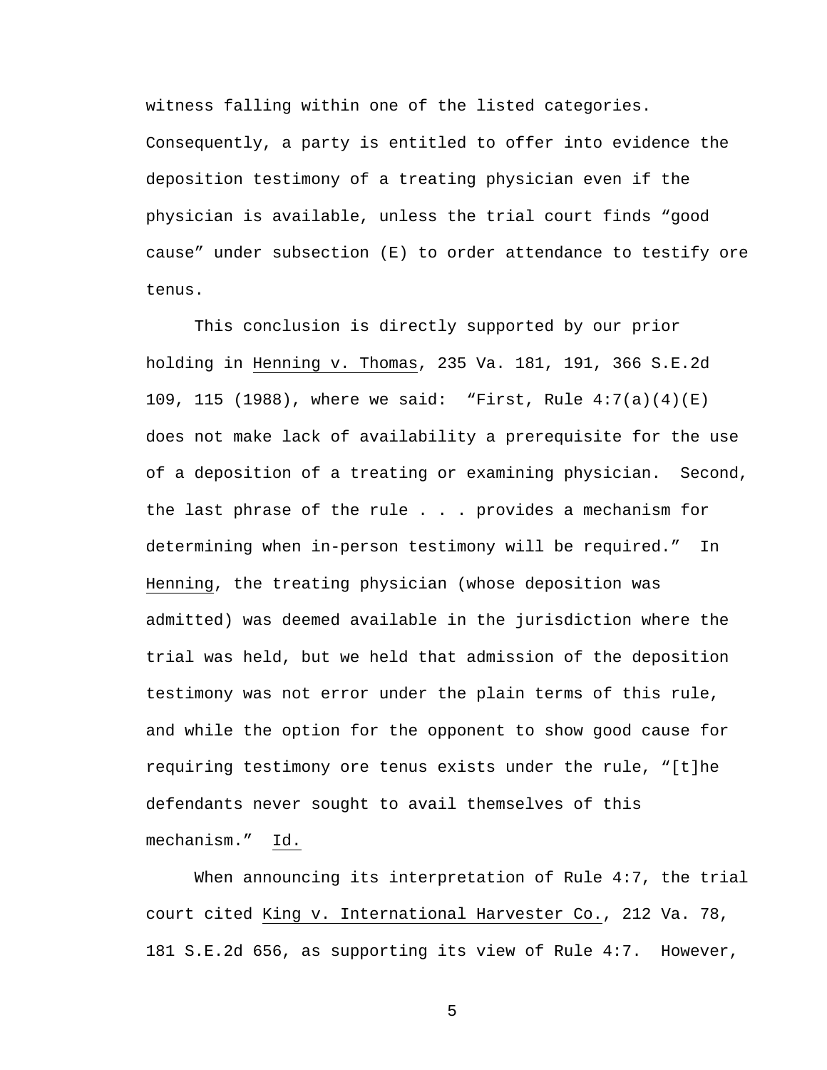witness falling within one of the listed categories. Consequently, a party is entitled to offer into evidence the deposition testimony of a treating physician even if the physician is available, unless the trial court finds "good cause" under subsection (E) to order attendance to testify ore tenus.

This conclusion is directly supported by our prior holding in Henning v. Thomas, 235 Va. 181, 191, 366 S.E.2d 109, 115 (1988), where we said: "First, Rule 4:7(a)(4)(E) does not make lack of availability a prerequisite for the use of a deposition of a treating or examining physician. Second, the last phrase of the rule . . . provides a mechanism for determining when in-person testimony will be required." In Henning, the treating physician (whose deposition was admitted) was deemed available in the jurisdiction where the trial was held, but we held that admission of the deposition testimony was not error under the plain terms of this rule, and while the option for the opponent to show good cause for requiring testimony ore tenus exists under the rule, "[t]he defendants never sought to avail themselves of this mechanism." Id.

When announcing its interpretation of Rule 4:7, the trial court cited King v. International Harvester Co., 212 Va. 78, 181 S.E.2d 656, as supporting its view of Rule 4:7. However,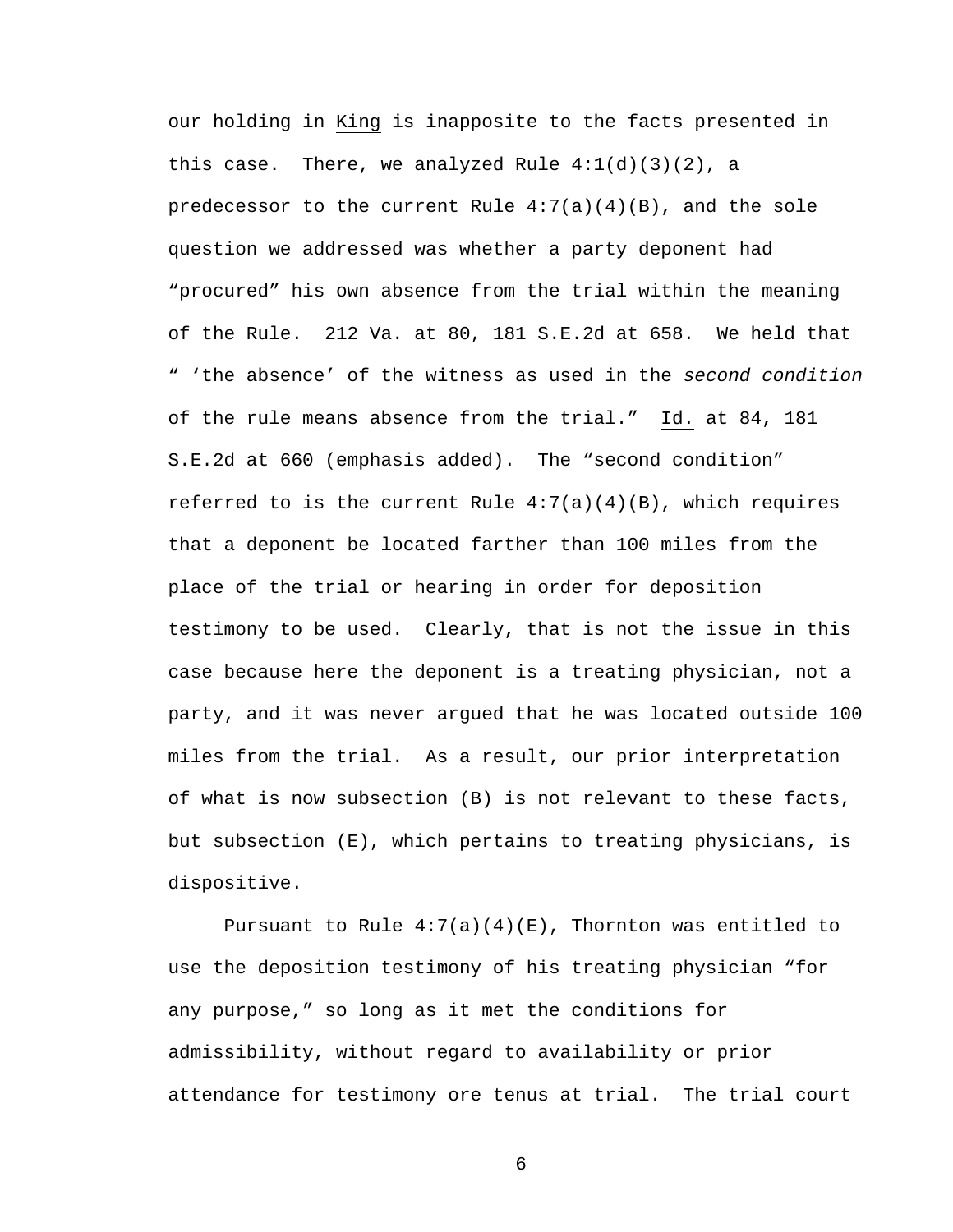our holding in King is inapposite to the facts presented in this case. There, we analyzed Rule 4:1(d)(3)(2), a predecessor to the current Rule 4:7(a)(4)(B), and the sole question we addressed was whether a party deponent had "procured" his own absence from the trial within the meaning of the Rule. 212 Va. at 80, 181 S.E.2d at 658. We held that " 'the absence' of the witness as used in the *second condition* of the rule means absence from the trial." Id. at 84, 181 S.E.2d at 660 (emphasis added). The "second condition" referred to is the current Rule 4:7(a)(4)(B), which requires that a deponent be located farther than 100 miles from the place of the trial or hearing in order for deposition testimony to be used. Clearly, that is not the issue in this case because here the deponent is a treating physician, not a party, and it was never argued that he was located outside 100 miles from the trial. As a result, our prior interpretation of what is now subsection (B) is not relevant to these facts, but subsection (E), which pertains to treating physicians, is dispositive.

Pursuant to Rule 4:7(a)(4)(E), Thornton was entitled to use the deposition testimony of his treating physician "for any purpose," so long as it met the conditions for admissibility, without regard to availability or prior attendance for testimony ore tenus at trial. The trial court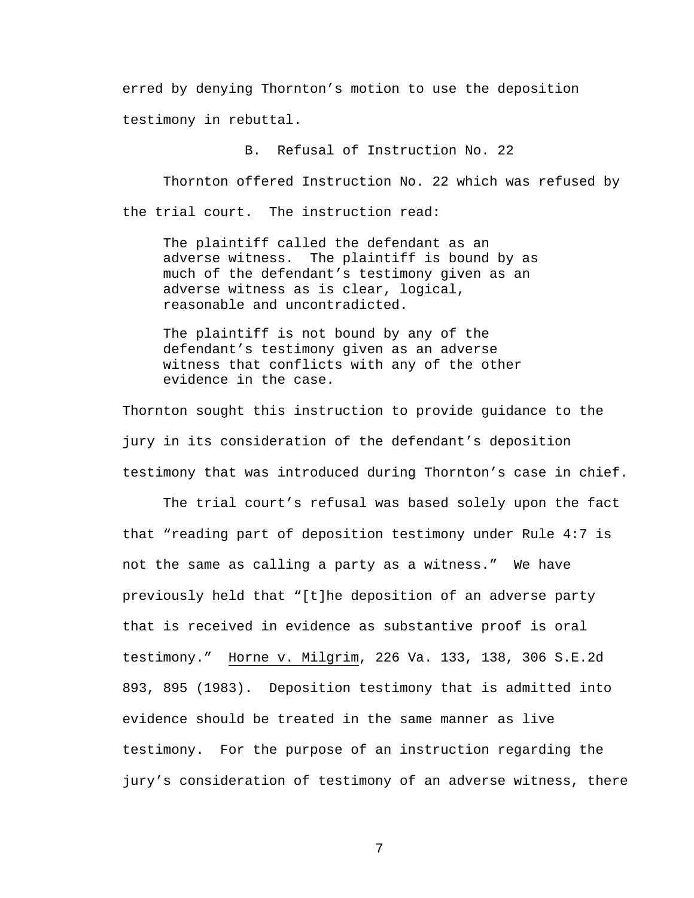erred by denying Thornton's motion to use the deposition testimony in rebuttal.

### B. Refusal of Instruction No. 22

Thornton offered Instruction No. 22 which was refused by the trial court. The instruction read:

> The plaintiff called the defendant as an adverse witness. The plaintiff is bound by as much of the defendant's testimony given as an adverse witness as is clear, logical, reasonable and uncontradicted.
>
> The plaintiff is not bound by any of the defendant's testimony given as an adverse witness that conflicts with any of the other evidence in the case.

Thornton sought this instruction to provide guidance to the jury in its consideration of the defendant's deposition testimony that was introduced during Thornton's case in chief.

The trial court's refusal was based solely upon the fact that "reading part of deposition testimony under Rule 4:7 is not the same as calling a party as a witness." We have previously held that "[t]he deposition of an adverse party that is received in evidence as substantive proof is oral testimony." Horne v. Milgrim, 226 Va. 133, 138, 306 S.E.2d 893, 895 (1983). Deposition testimony that is admitted into evidence should be treated in the same manner as live testimony. For the purpose of an instruction regarding the jury's consideration of testimony of an adverse witness, there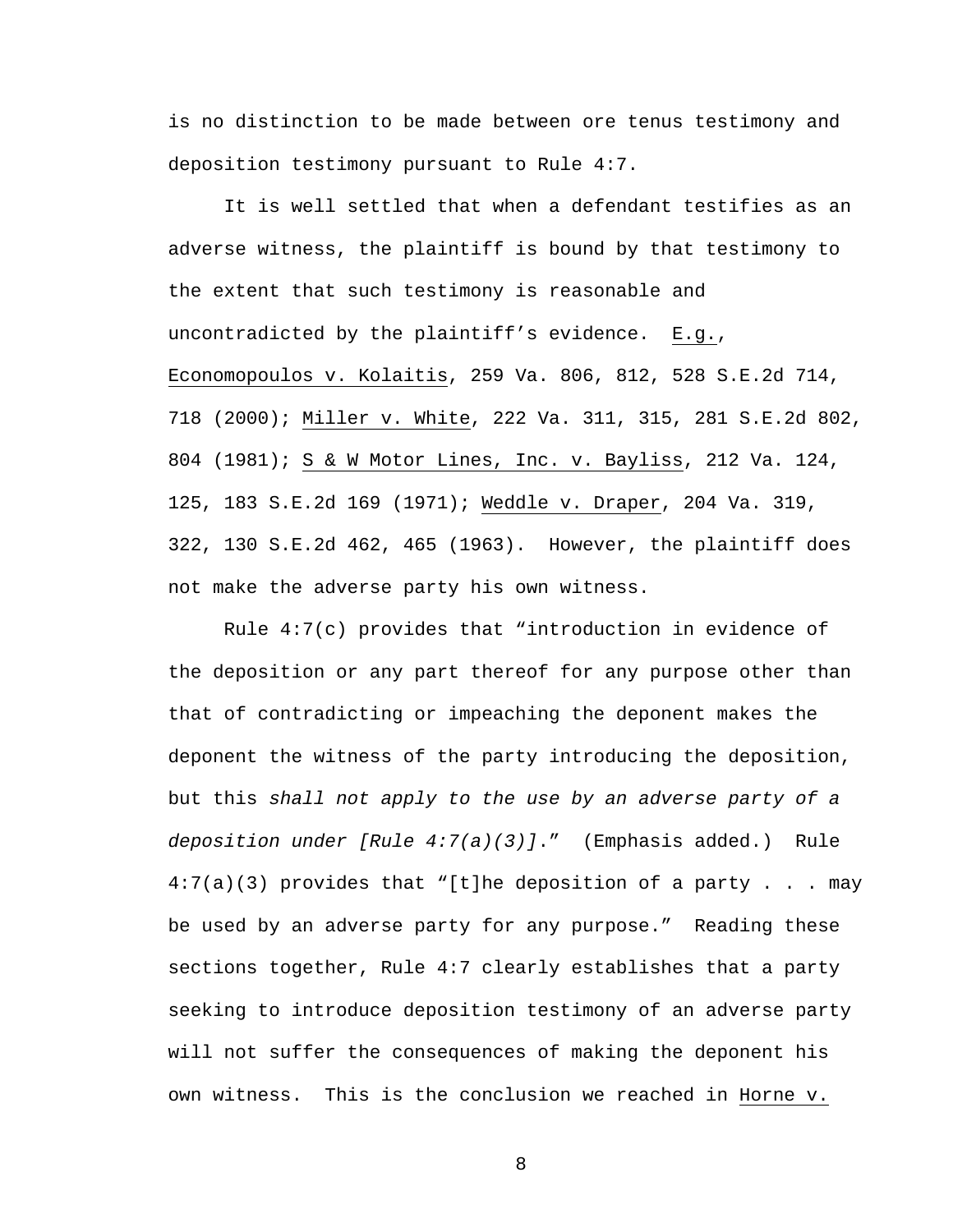is no distinction to be made between ore tenus testimony and deposition testimony pursuant to Rule 4:7.

It is well settled that when a defendant testifies as an adverse witness, the plaintiff is bound by that testimony to the extent that such testimony is reasonable and uncontradicted by the plaintiff's evidence. E.g., Economopoulos v. Kolaitis, 259 Va. 806, 812, 528 S.E.2d 714, 718 (2000); Miller v. White, 222 Va. 311, 315, 281 S.E.2d 802, 804 (1981); S & W Motor Lines, Inc. v. Bayliss, 212 Va. 124, 125, 183 S.E.2d 169 (1971); Weddle v. Draper, 204 Va. 319, 322, 130 S.E.2d 462, 465 (1963). However, the plaintiff does not make the adverse party his own witness.

Rule 4:7(c) provides that "introduction in evidence of the deposition or any part thereof for any purpose other than that of contradicting or impeaching the deponent makes the deponent the witness of the party introducing the deposition, but this *shall not apply to the use by an adverse party of a deposition under [Rule 4:7(a)(3)]*." (Emphasis added.) Rule 4:7(a)(3) provides that "[t]he deposition of a party . . . may be used by an adverse party for any purpose." Reading these sections together, Rule 4:7 clearly establishes that a party seeking to introduce deposition testimony of an adverse party will not suffer the consequences of making the deponent his own witness. This is the conclusion we reached in Horne v.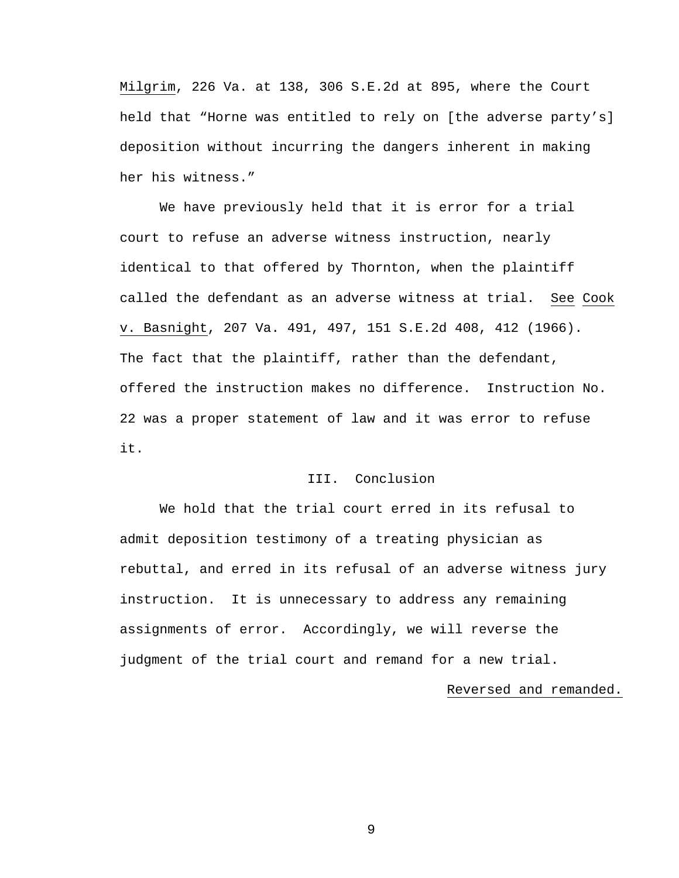Milgrim, 226 Va. at 138, 306 S.E.2d at 895, where the Court held that "Horne was entitled to rely on [the adverse party's] deposition without incurring the dangers inherent in making her his witness."

We have previously held that it is error for a trial court to refuse an adverse witness instruction, nearly identical to that offered by Thornton, when the plaintiff called the defendant as an adverse witness at trial. See Cook v. Basnight, 207 Va. 491, 497, 151 S.E.2d 408, 412 (1966). The fact that the plaintiff, rather than the defendant, offered the instruction makes no difference. Instruction No. 22 was a proper statement of law and it was error to refuse it.

## III. Conclusion

We hold that the trial court erred in its refusal to admit deposition testimony of a treating physician as rebuttal, and erred in its refusal of an adverse witness jury instruction. It is unnecessary to address any remaining assignments of error. Accordingly, we will reverse the judgment of the trial court and remand for a new trial.

Reversed and remanded.